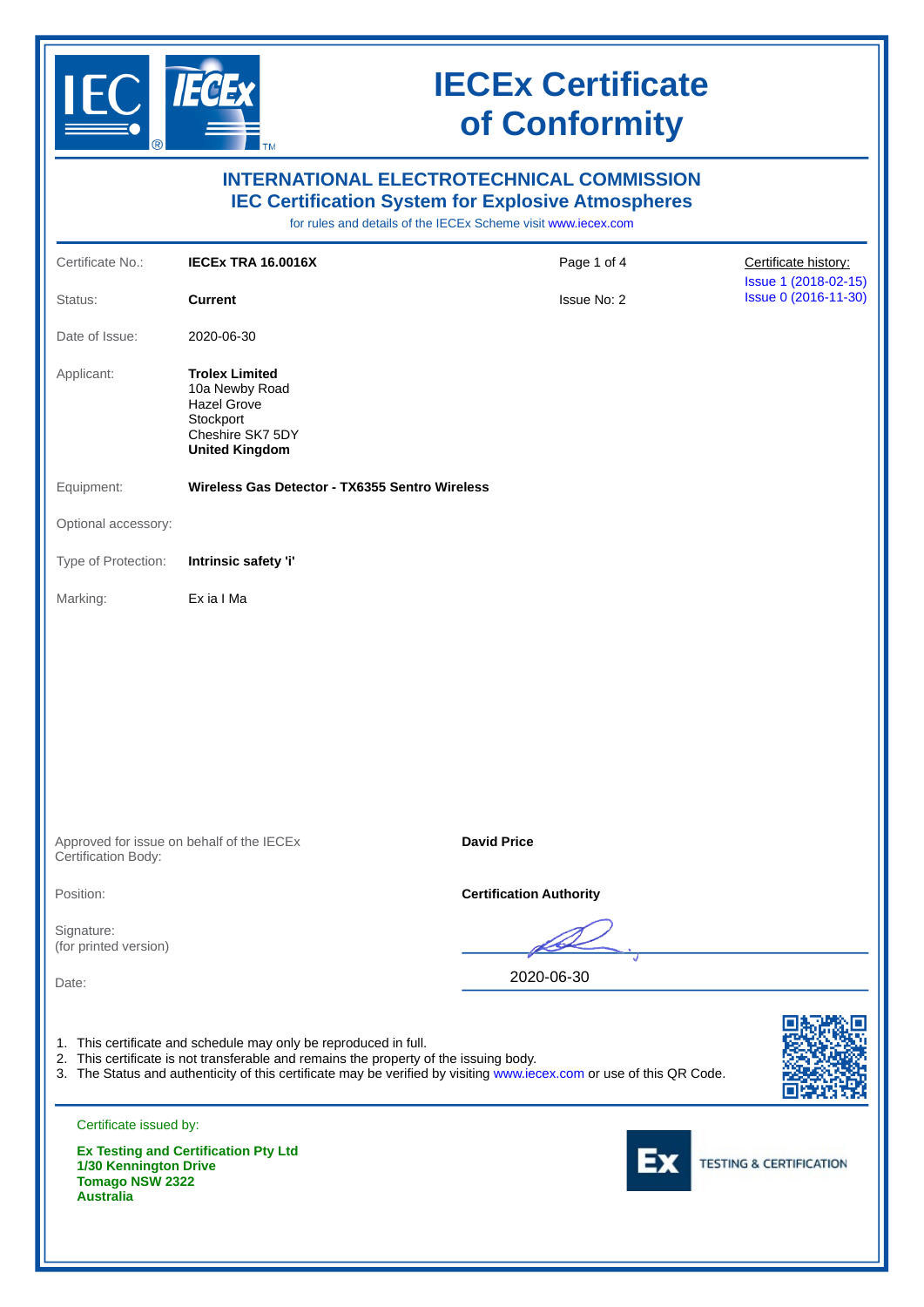# IECEx Certificate of Conformity

## INTERNATIONAL ELECTROTECHNICAL COMMISSION
## IEC Certification System for Explosive Atmospheres

for rules and details of the IECEx Scheme visit www.iecex.com

| | | | |
|---|---|---|---|
| Certificate No.: | **IECEx TRA 16.0016X** | Page 1 of 4 | Certificate history: |
| Status: | **Current** | Issue No: 2 | Issue 1 (2018-02-15)<br>Issue 0 (2016-11-30) |
| Date of Issue: | 2020-06-30 | | |
| Applicant: | **Trolex Limited**<br>10a Newby Road<br>Hazel Grove<br>Stockport<br>Cheshire SK7 5DY<br>**United Kingdom** | | |
| Equipment: | **Wireless Gas Detector - TX6355 Sentro Wireless** | | |
| Optional accessory: | | | |
| Type of Protection: | **Intrinsic safety 'i'** | | |
| Marking: | Ex ia I Ma | | |

| | |
|---|---|
| Approved for issue on behalf of the IECEx Certification Body: | **David Price** |
| Position: | **Certification Authority** |
| Signature: (for printed version) | |
| Date: | 2020-06-30 |

1. This certificate and schedule may only be reproduced in full.
2. This certificate is not transferable and remains the property of the issuing body.
3. The Status and authenticity of this certificate may be verified by visiting www.iecex.com or use of this QR Code.

Certificate issued by:

**Ex Testing and Certification Pty Ltd**
**1/30 Kennington Drive**
**Tomago NSW 2322**
**Australia**

Ex TESTING & CERTIFICATION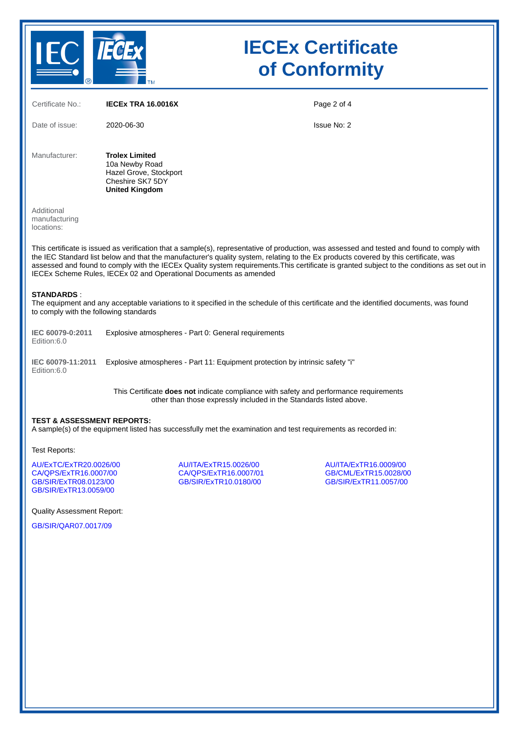# IECEx Certificate of Conformity

| | | | |
|---|---|---|---|
| Certificate No.: | **IECEx TRA 16.0016X** | | |
| Date of issue: | 2020-06-30 | | Issue No: 2 |

Manufacturer: **Trolex Limited**
10a Newby Road
Hazel Grove, Stockport
Cheshire SK7 5DY
**United Kingdom**

Additional manufacturing locations:

This certificate is issued as verification that a sample(s), representative of production, was assessed and tested and found to comply with the IEC Standard list below and that the manufacturer's quality system, relating to the Ex products covered by this certificate, was assessed and found to comply with the IECEx Quality system requirements.This certificate is granted subject to the conditions as set out in IECEx Scheme Rules, IECEx 02 and Operational Documents as amended

**STANDARDS** :
The equipment and any acceptable variations to it specified in the schedule of this certificate and the identified documents, was found to comply with the following standards

| | |
|---|---|
| **IEC 60079-0:2011** Edition:6.0 | Explosive atmospheres - Part 0: General requirements |
| **IEC 60079-11:2011** Edition:6.0 | Explosive atmospheres - Part 11: Equipment protection by intrinsic safety "i" |

This Certificate **does not** indicate compliance with safety and performance requirements other than those expressly included in the Standards listed above.

**TEST & ASSESSMENT REPORTS:**
A sample(s) of the equipment listed has successfully met the examination and test requirements as recorded in:

Test Reports:

AU/ExTC/ExTR20.0026/00
AU/ITA/ExTR15.0026/00
AU/ITA/ExTR16.0009/00
CA/QPS/ExTR16.0007/00
CA/QPS/ExTR16.0007/01
GB/CML/ExTR15.0028/00
GB/SIR/ExTR08.0123/00
GB/SIR/ExTR10.0180/00
GB/SIR/ExTR11.0057/00
GB/SIR/ExTR13.0059/00

Quality Assessment Report:

GB/SIR/QAR07.0017/09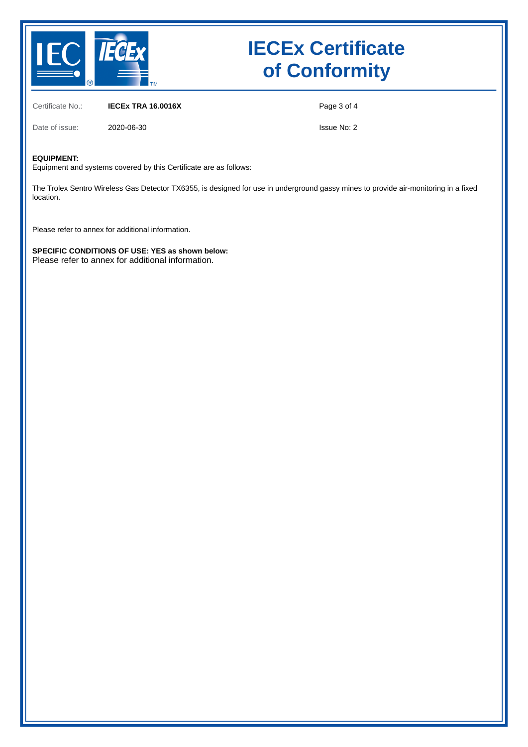# IECEx Certificate of Conformity

Certificate No.: **IECEx TRA 16.0016X**

Date of issue: 2020-06-30

Issue No: 2

**EQUIPMENT:**
Equipment and systems covered by this Certificate are as follows:

The Trolex Sentro Wireless Gas Detector TX6355, is designed for use in underground gassy mines to provide air-monitoring in a fixed location.

Please refer to annex for additional information.

**SPECIFIC CONDITIONS OF USE: YES as shown below:**
Please refer to annex for additional information.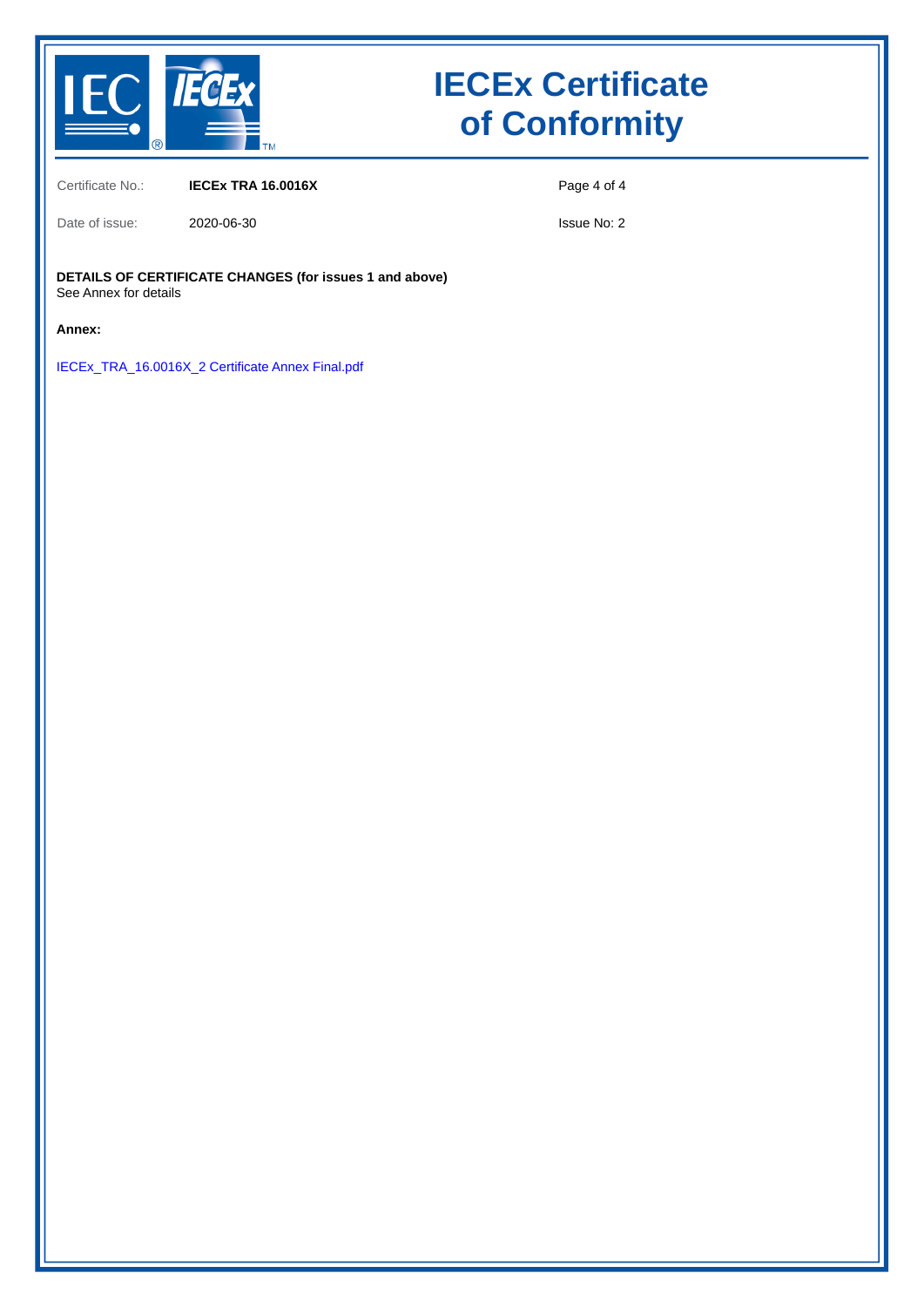# IECEx Certificate of Conformity

Certificate No.: **IECEx TRA 16.0016X**

Date of issue: 2020-06-30

Issue No: 2

**DETAILS OF CERTIFICATE CHANGES (for issues 1 and above)**
See Annex for details

**Annex:**

IECEx_TRA_16.0016X_2 Certificate Annex Final.pdf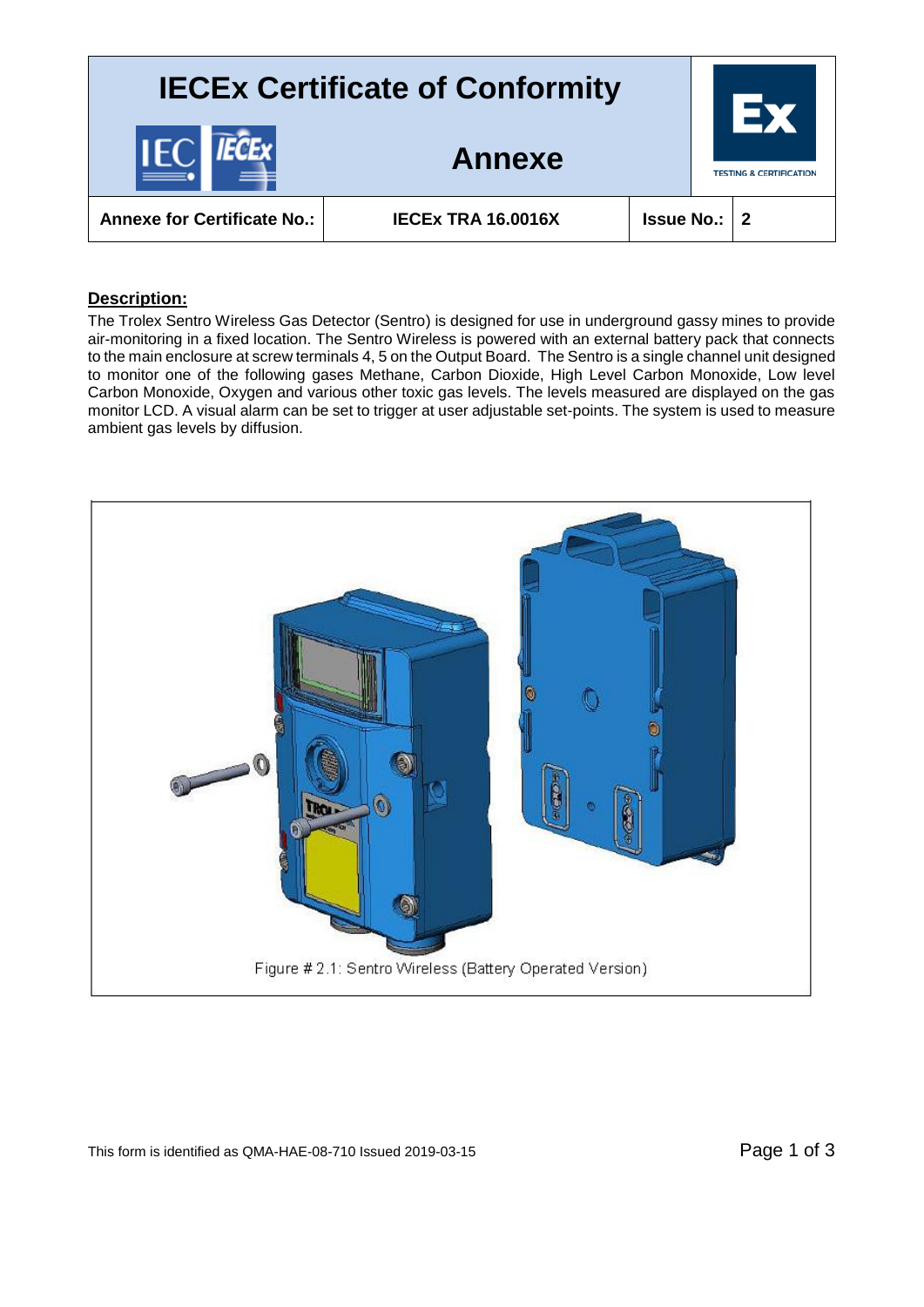# IECEx Certificate of Conformity

## Annexe

| Annexe for Certificate No.: | IECEx TRA 16.0016X | Issue No.: | 2 |
|---|---|---|---|

**Description:**

The Trolex Sentro Wireless Gas Detector (Sentro) is designed for use in underground gassy mines to provide air-monitoring in a fixed location. The Sentro Wireless is powered with an external battery pack that connects to the main enclosure at screw terminals 4, 5 on the Output Board. The Sentro is a single channel unit designed to monitor one of the following gases Methane, Carbon Dioxide, High Level Carbon Monoxide, Low level Carbon Monoxide, Oxygen and various other toxic gas levels. The levels measured are displayed on the gas monitor LCD. A visual alarm can be set to trigger at user adjustable set-points. The system is used to measure ambient gas levels by diffusion.

Figure # 2.1: Sentro Wireless (Battery Operated Version)

This form is identified as QMA-HAE-08-710 Issued 2019-03-15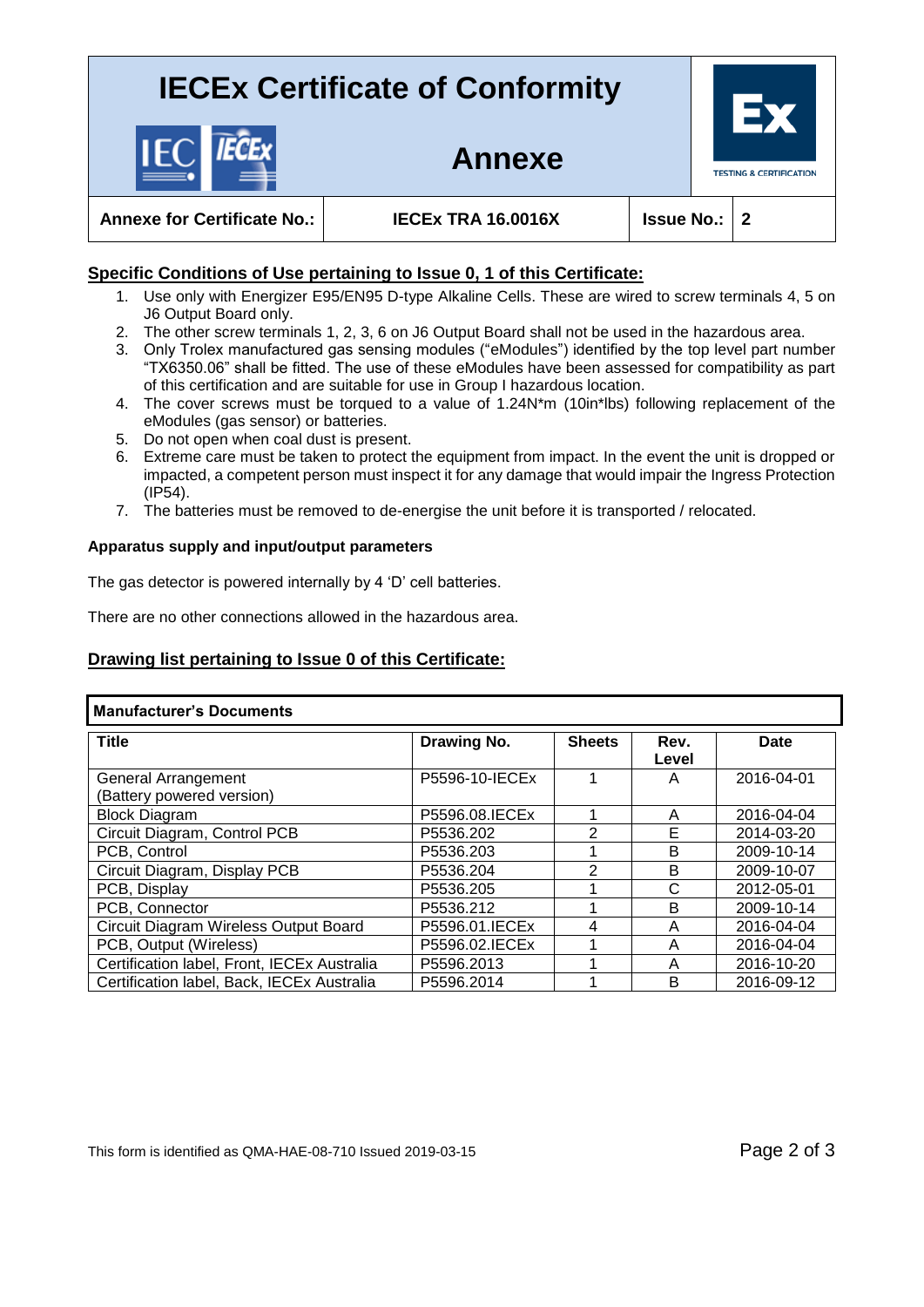# IECEx Certificate of Conformity

## Annexe

| Annexe for Certificate No.: | IECEx TRA 16.0016X | Issue No.: | 2 |
|---|---|---|---|

## Specific Conditions of Use pertaining to Issue 0, 1 of this Certificate:

1. Use only with Energizer E95/EN95 D-type Alkaline Cells. These are wired to screw terminals 4, 5 on J6 Output Board only.
2. The other screw terminals 1, 2, 3, 6 on J6 Output Board shall not be used in the hazardous area.
3. Only Trolex manufactured gas sensing modules ("eModules") identified by the top level part number "TX6350.06" shall be fitted. The use of these eModules have been assessed for compatibility as part of this certification and are suitable for use in Group I hazardous location.
4. The cover screws must be torqued to a value of 1.24N*m (10in*lbs) following replacement of the eModules (gas sensor) or batteries.
5. Do not open when coal dust is present.
6. Extreme care must be taken to protect the equipment from impact. In the event the unit is dropped or impacted, a competent person must inspect it for any damage that would impair the Ingress Protection (IP54).
7. The batteries must be removed to de-energise the unit before it is transported / relocated.

### Apparatus supply and input/output parameters

The gas detector is powered internally by 4 'D' cell batteries.

There are no other connections allowed in the hazardous area.

## Drawing list pertaining to Issue 0 of this Certificate:

**Manufacturer's Documents**

| Title | Drawing No. | Sheets | Rev. Level | Date |
|---|---|---|---|---|
| General Arrangement (Battery powered version) | P5596-10-IECEx | 1 | A | 2016-04-01 |
| Block Diagram | P5596.08.IECEx | 1 | A | 2016-04-04 |
| Circuit Diagram, Control PCB | P5536.202 | 2 | E | 2014-03-20 |
| PCB, Control | P5536.203 | 1 | B | 2009-10-14 |
| Circuit Diagram, Display PCB | P5536.204 | 2 | B | 2009-10-07 |
| PCB, Display | P5536.205 | 1 | C | 2012-05-01 |
| PCB, Connector | P5536.212 | 1 | B | 2009-10-14 |
| Circuit Diagram Wireless Output Board | P5596.01.IECEx | 4 | A | 2016-04-04 |
| PCB, Output (Wireless) | P5596.02.IECEx | 1 | A | 2016-04-04 |
| Certification label, Front, IECEx Australia | P5596.2013 | 1 | A | 2016-10-20 |
| Certification label, Back, IECEx Australia | P5596.2014 | 1 | B | 2016-09-12 |

This form is identified as QMA-HAE-08-710 Issued 2019-03-15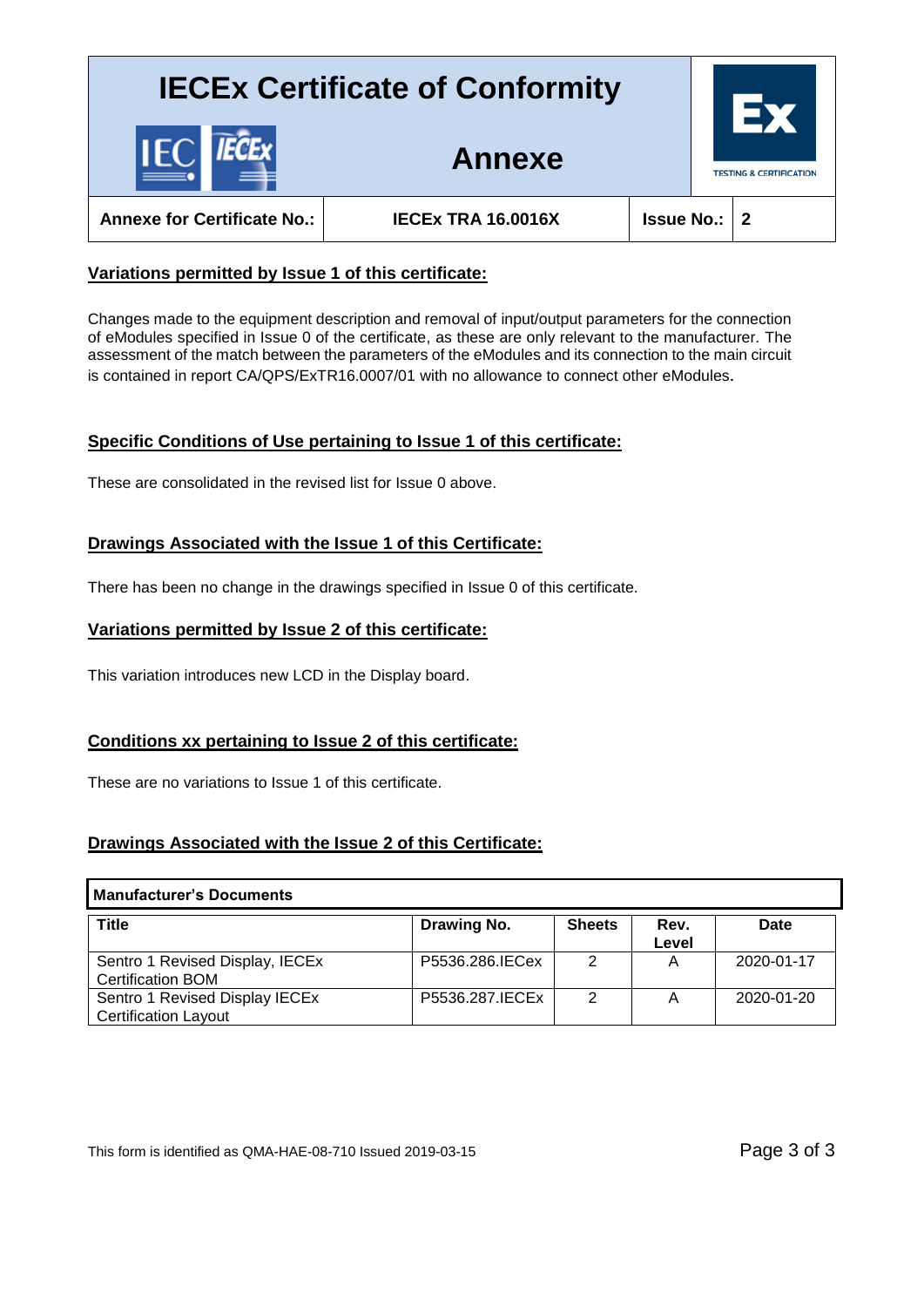# IECEx Certificate of Conformity

## Annexe

| Annexe for Certificate No.: | IECEx TRA 16.0016X | Issue No.: | 2 |
|---|---|---|---|

**Variations permitted by Issue 1 of this certificate:**

Changes made to the equipment description and removal of input/output parameters for the connection of eModules specified in Issue 0 of the certificate, as these are only relevant to the manufacturer. The assessment of the match between the parameters of the eModules and its connection to the main circuit is contained in report CA/QPS/ExTR16.0007/01 with no allowance to connect other eModules.

**Specific Conditions of Use pertaining to Issue 1 of this certificate:**

These are consolidated in the revised list for Issue 0 above.

**Drawings Associated with the Issue 1 of this Certificate:**

There has been no change in the drawings specified in Issue 0 of this certificate.

**Variations permitted by Issue 2 of this certificate:**

This variation introduces new LCD in the Display board.

**Conditions xx pertaining to Issue 2 of this certificate:**

These are no variations to Issue 1 of this certificate.

**Drawings Associated with the Issue 2 of this Certificate:**

**Manufacturer's Documents**

| Title | Drawing No. | Sheets | Rev. Level | Date |
|---|---|---|---|---|
| Sentro 1 Revised Display, IECEx Certification BOM | P5536.286.IECex | 2 | A | 2020-01-17 |
| Sentro 1 Revised Display IECEx Certification Layout | P5536.287.IECEx | 2 | A | 2020-01-20 |

This form is identified as QMA-HAE-08-710 Issued 2019-03-15